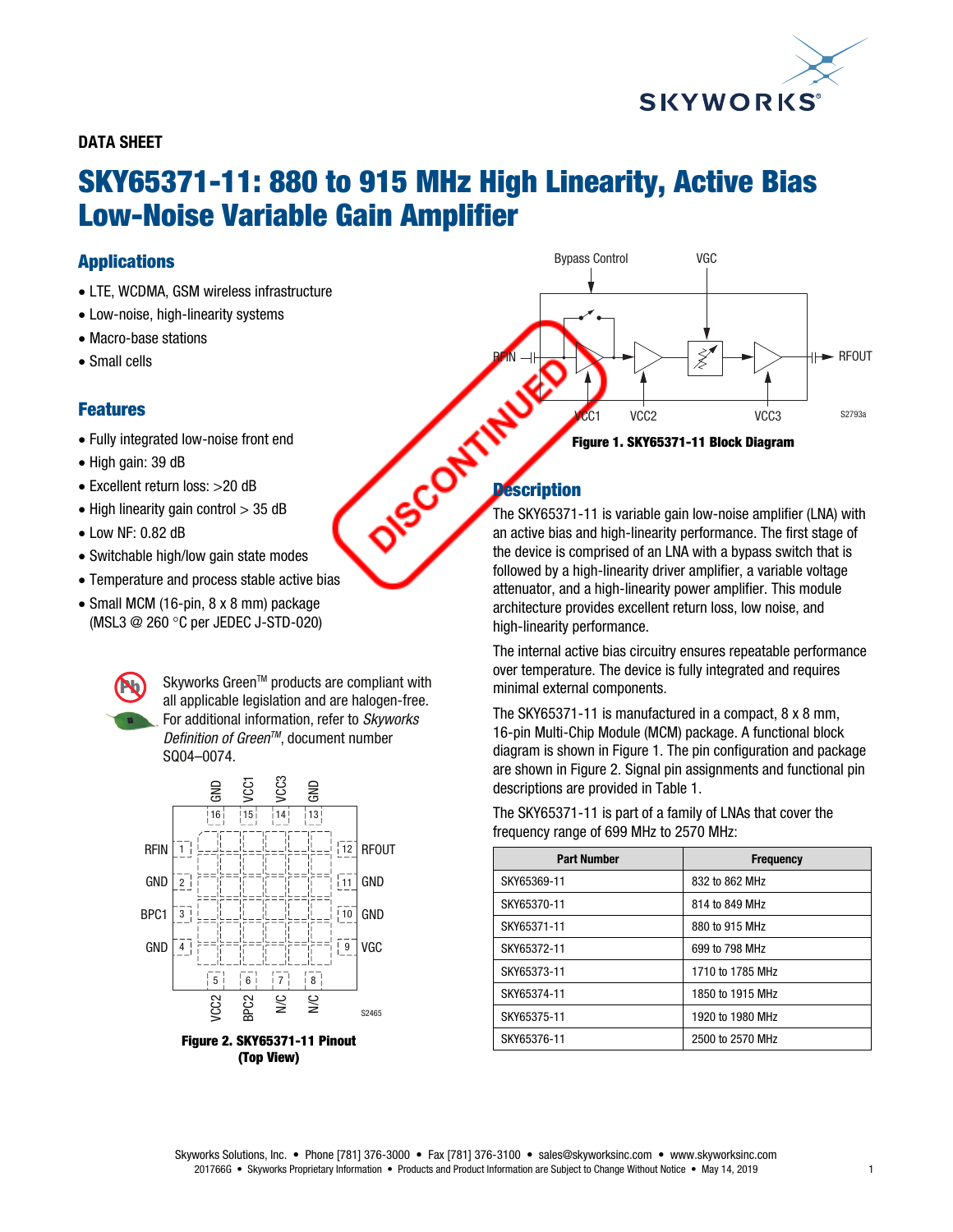DATA SHEET

# SKY65371-11: 880 to 915 MHz High Linearity, Active Bias Low-Noise Variable Gain Amplifier

## Applications

- LTE, WCDMA, GSM wireless infrastructure
- Low-noise, high-linearity systems
- Macro-base stations
- Small cells

## Features

- Fully integrated low-noise front end
- High gain: 39 dB
- Excellent return loss: >20 dB
- High linearity gain control > 35 dB
- Low NF: 0.82 dB
- Switchable high/low gain state modes
- Temperature and process stable active bias
- Small MCM (16-pin, 8 x 8 mm) package (MSL3 @ 260 °C per JEDEC J-STD-020)

Skyworks Green™ products are compliant with all applicable legislation and are halogen-free. For additional information, refer to *Skyworks Definition of Green™*, document number SQ04–0074.

**Figure 2. SKY65371-11 Pinout (Top View)**

**Figure 1. SKY65371-11 Block Diagram**

## Description

The SKY65371-11 is variable gain low-noise amplifier (LNA) with an active bias and high-linearity performance. The first stage of the device is comprised of an LNA with a bypass switch that is followed by a high-linearity driver amplifier, a variable voltage attenuator, and a high-linearity power amplifier. This module architecture provides excellent return loss, low noise, and high-linearity performance.

The internal active bias circuitry ensures repeatable performance over temperature. The device is fully integrated and requires minimal external components.

The SKY65371-11 is manufactured in a compact, 8 x 8 mm, 16-pin Multi-Chip Module (MCM) package. A functional block diagram is shown in Figure 1. The pin configuration and package are shown in Figure 2. Signal pin assignments and functional pin descriptions are provided in Table 1.

The SKY65371-11 is part of a family of LNAs that cover the frequency range of 699 MHz to 2570 MHz:

| Part Number | Frequency |
|---|---|
| SKY65369-11 | 832 to 862 MHz |
| SKY65370-11 | 814 to 849 MHz |
| SKY65371-11 | 880 to 915 MHz |
| SKY65372-11 | 699 to 798 MHz |
| SKY65373-11 | 1710 to 1785 MHz |
| SKY65374-11 | 1850 to 1915 MHz |
| SKY65375-11 | 1920 to 1980 MHz |
| SKY65376-11 | 2500 to 2570 MHz |

Skyworks Solutions, Inc. • Phone [781] 376-3000 • Fax [781] 376-3100 • sales@skyworksinc.com • www.skyworksinc.com
201766G • Skyworks Proprietary Information • Products and Product Information are Subject to Change Without Notice • May 14, 2019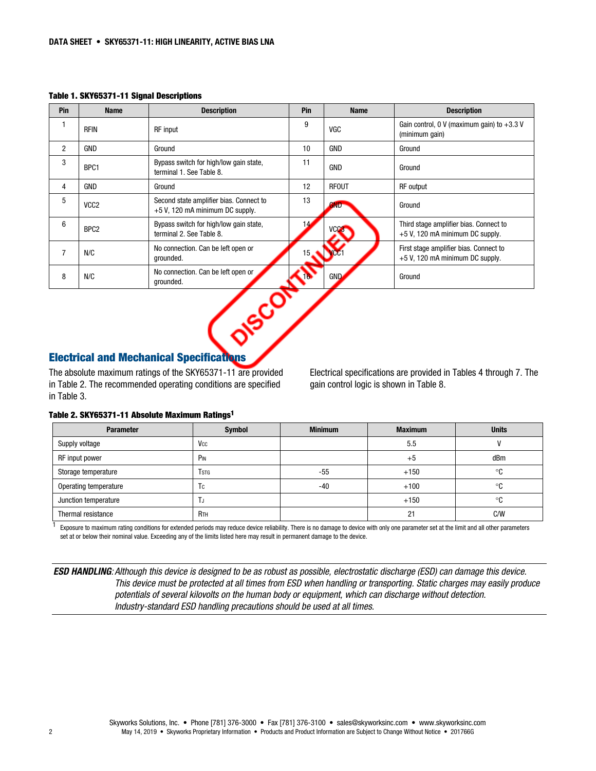**Table 1. SKY65371-11 Signal Descriptions**

| Pin | Name | Description | Pin | Name | Description |
|---|---|---|---|---|---|
| 1 | RFIN | RF input | 9 | VGC | Gain control, 0 V (maximum gain) to +3.3 V (minimum gain) |
| 2 | GND | Ground | 10 | GND | Ground |
| 3 | BPC1 | Bypass switch for high/low gain state, terminal 1. See Table 8. | 11 | GND | Ground |
| 4 | GND | Ground | 12 | RFOUT | RF output |
| 5 | VCC2 | Second state amplifier bias. Connect to +5 V, 120 mA minimum DC supply. | 13 | GND | Ground |
| 6 | BPC2 | Bypass switch for high/low gain state, terminal 2. See Table 8. | 14 | VCC3 | Third stage amplifier bias. Connect to +5 V, 120 mA minimum DC supply. |
| 7 | N/C | No connection. Can be left open or grounded. | 15 | VCC1 | First stage amplifier bias. Connect to +5 V, 120 mA minimum DC supply. |
| 8 | N/C | No connection. Can be left open or grounded. | 16 | GND | Ground |

DISCONTINUED

## Electrical and Mechanical Specifications

The absolute maximum ratings of the SKY65371-11 are provided in Table 2. The recommended operating conditions are specified in Table 3.

Electrical specifications are provided in Tables 4 through 7. The gain control logic is shown in Table 8.

**Table 2. SKY65371-11 Absolute Maximum Ratings[1]**

| Parameter | Symbol | Minimum | Maximum | Units |
|---|---|---|---|---|
| Supply voltage | $V_{CC}$ | | 5.5 | V |
| RF input power | $P_{IN}$ | | +5 | dBm |
| Storage temperature | $T_{STG}$ | -55 | +150 | °C |
| Operating temperature | $T_C$ | -40 | +100 | °C |
| Junction temperature | $T_J$ | | +150 | °C |
| Thermal resistance | $R_{TH}$ | | 21 | C/W |

[1] Exposure to maximum rating conditions for extended periods may reduce device reliability. There is no damage to device with only one parameter set at the limit and all other parameters set at or below their nominal value. Exceeding any of the limits listed here may result in permanent damage to the device.

***ESD HANDLING**: Although this device is designed to be as robust as possible, electrostatic discharge (ESD) can damage this device. This device must be protected at all times from ESD when handling or transporting. Static charges may easily produce potentials of several kilovolts on the human body or equipment, which can discharge without detection. Industry-standard ESD handling precautions should be used at all times.*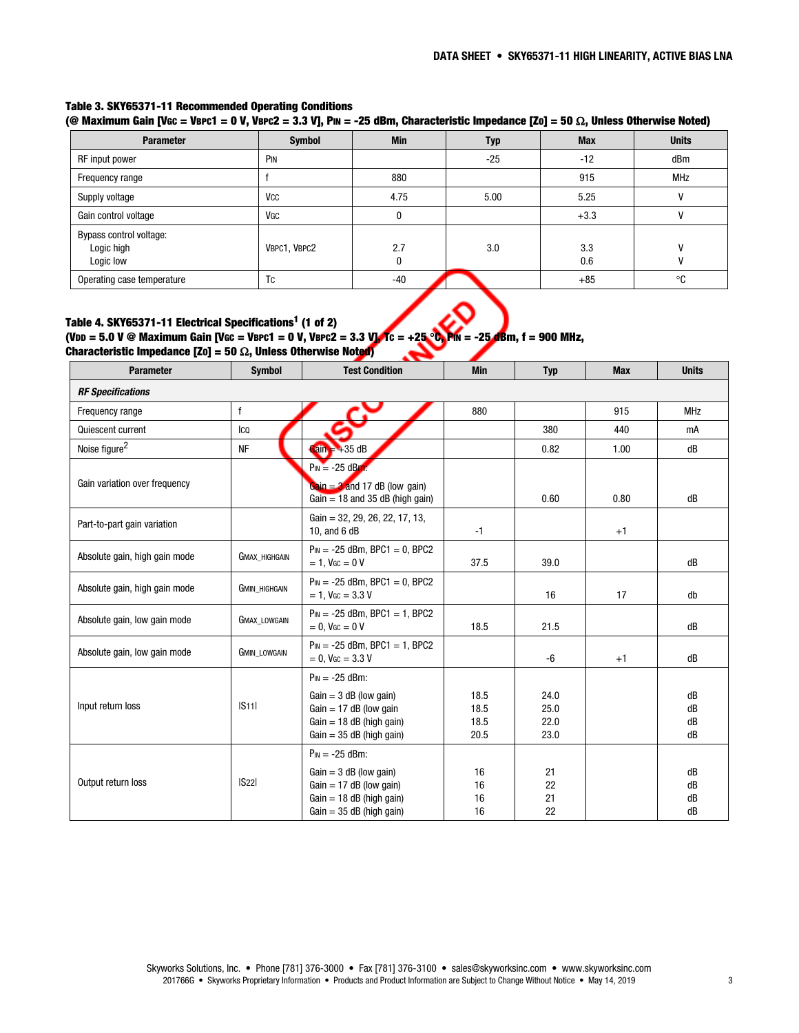**Table 3. SKY65371-11 Recommended Operating Conditions**
**(@ Maximum Gain [$V_{GC}$ = $V_{BPC1}$ = 0 V, $V_{BPC2}$ = 3.3 V], $P_{IN}$ = -25 dBm, Characteristic Impedance [$Z_O$] = 50 Ω, Unless Otherwise Noted)**

| Parameter | Symbol | Min | Typ | Max | Units |
|---|---|---|---|---|---|
| RF input power | $P_{IN}$ | | -25 | -12 | dBm |
| Frequency range | f | 880 | | 915 | MHz |
| Supply voltage | $V_{CC}$ | 4.75 | 5.00 | 5.25 | V |
| Gain control voltage | $V_{GC}$ | 0 | | +3.3 | V |
| Bypass control voltage:<br>Logic high<br>Logic low | $V_{BPC1}$, $V_{BPC2}$ | 2.7<br>0 | 3.0 | 3.3<br>0.6 | V<br>V |
| Operating case temperature | $T_C$ | -40 | | +85 | °C |

**Table 4. SKY65371-11 Electrical Specifications[1] (1 of 2)**
**($V_{DD}$ = 5.0 V @ Maximum Gain [$V_{GC}$ = $V_{BPC1}$ = 0 V, $V_{BPC2}$ = 3.3 V], $T_C$ = +25 °C, $P_{IN}$ = -25 dBm, f = 900 MHz, Characteristic Impedance [$Z_O$] = 50 Ω, Unless Otherwise Noted)**

| Parameter | Symbol | Test Condition | Min | Typ | Max | Units |
|---|---|---|---|---|---|---|
| ***RF Specifications*** | | | | | | |
| Frequency range | f | | 880 | | 915 | MHz |
| Quiescent current | $I_{CQ}$ | | | 380 | 440 | mA |
| Noise figure[2] | NF | Gain = +35 dB | | 0.82 | 1.00 | dB |
| Gain variation over frequency | | $P_{IN}$ = -25 dBm:<br>Gain = 3 and 17 dB (low gain)<br>Gain = 18 and 35 dB (high gain) | | 0.60 | 0.80 | dB |
| Part-to-part gain variation | | Gain = 32, 29, 26, 22, 17, 13, 10, and 6 dB | -1 | | +1 | |
| Absolute gain, high gain mode | $G_{MAX\_HIGHGAIN}$ | $P_{IN}$ = -25 dBm, BPC1 = 0, BPC2 = 1, $V_{GC}$ = 0 V | 37.5 | 39.0 | | dB |
| Absolute gain, high gain mode | $G_{MIN\_HIGHGAIN}$ | $P_{IN}$ = -25 dBm, BPC1 = 0, BPC2 = 1, $V_{GC}$ = 3.3 V | | 16 | 17 | db |
| Absolute gain, low gain mode | $G_{MAX\_LOWGAIN}$ | $P_{IN}$ = -25 dBm, BPC1 = 1, BPC2 = 0, $V_{GC}$ = 0 V | 18.5 | 21.5 | | dB |
| Absolute gain, low gain mode | $G_{MIN\_LOWGAIN}$ | $P_{IN}$ = -25 dBm, BPC1 = 1, BPC2 = 0, $V_{GC}$ = 3.3 V | | -6 | +1 | dB |
| Input return loss | \|S11\| | $P_{IN}$ = -25 dBm:<br>Gain = 3 dB (low gain)<br>Gain = 17 dB (low gain<br>Gain = 18 dB (high gain)<br>Gain = 35 dB (high gain) | <br>18.5<br>18.5<br>18.5<br>20.5 | <br>24.0<br>25.0<br>22.0<br>23.0 | | <br>dB<br>dB<br>dB<br>dB |
| Output return loss | \|S22\| | $P_{IN}$ = -25 dBm:<br>Gain = 3 dB (low gain)<br>Gain = 17 dB (low gain)<br>Gain = 18 dB (high gain)<br>Gain = 35 dB (high gain) | <br>16<br>16<br>16<br>16 | <br>21<br>22<br>21<br>22 | | <br>dB<br>dB<br>dB<br>dB |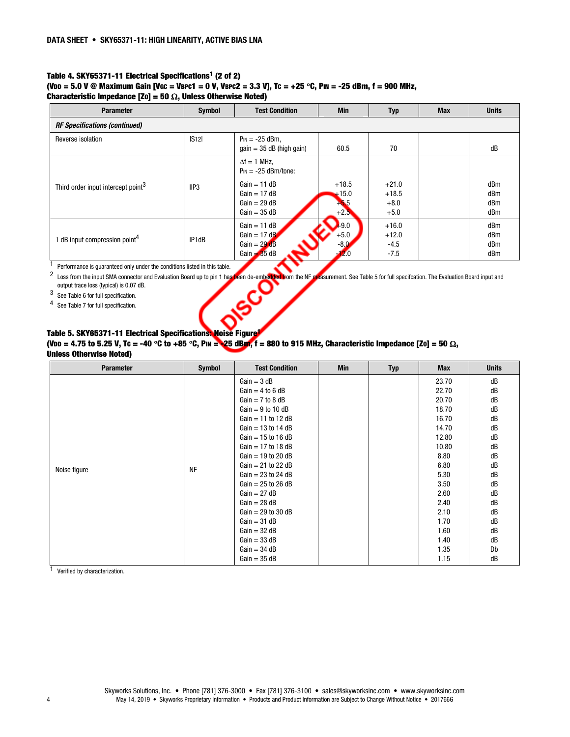### Table 4. SKY65371-11 Electrical Specifications[1] (2 of 2)

**($V_{DD}$ = 5.0 V @ Maximum Gain [$V_{GC}$ = $V_{BPC1}$ = 0 V, $V_{BPC2}$ = 3.3 V], $T_C$ = +25 °C, $P_{IN}$ = -25 dBm, f = 900 MHz, Characteristic Impedance [$Z_O$] = 50 Ω, Unless Otherwise Noted)**

| Parameter | Symbol | Test Condition | Min | Typ | Max | Units |
|---|---|---|---|---|---|---|
| ***RF Specifications (continued)*** | | | | | | |
| Reverse isolation | \|S12\| | $P_{IN}$ = -25 dBm, gain = 35 dB (high gain) | 60.5 | 70 | | dB |
| Third order input intercept point[3] | IIP3 | Δf = 1 MHz, $P_{IN}$ = -25 dBm/tone: | | | | |
| | | Gain = 11 dB | +18.5 | +21.0 | | dBm |
| | | Gain = 17 dB | +15.0 | +18.5 | | dBm |
| | | Gain = 29 dB | +5.5 | +8.0 | | dBm |
| | | Gain = 35 dB | +2.5 | +5.0 | | dBm |
| 1 dB input compression point[4] | IP1dB | Gain = 11 dB | +9.0 | +16.0 | | dBm |
| | | Gain = 17 dB | +5.0 | +12.0 | | dBm |
| | | Gain = 29 dB | -8.0 | -4.5 | | dBm |
| | | Gain = 35 dB | -12.0 | -7.5 | | dBm |

[1] Performance is guaranteed only under the conditions listed in this table.

[2] Loss from the input SMA connector and Evaluation Board up to pin 1 has been de-embedded from the NF measurement. See Table 5 for full specifcation. The Evaluation Board input and output trace loss (typical) is 0.07 dB.

[3] See Table 6 for full specification.

[4] See Table 7 for full specification.

DISCONTINUED

### Table 5. SKY65371-11 Electrical Specifications: Noise Figure[1]

**($V_{DD}$ = 4.75 to 5.25 V, $T_C$ = -40 °C to +85 °C, $P_{IN}$ = -25 dBm, f = 880 to 915 MHz, Characteristic Impedance [$Z_O$] = 50 Ω, Unless Otherwise Noted)**

| Parameter | Symbol | Test Condition | Min | Typ | Max | Units |
|---|---|---|---|---|---|---|
| Noise figure | NF | Gain = 3 dB | | | 23.70 | dB |
| | | Gain = 4 to 6 dB | | | 22.70 | dB |
| | | Gain = 7 to 8 dB | | | 20.70 | dB |
| | | Gain = 9 to 10 dB | | | 18.70 | dB |
| | | Gain = 11 to 12 dB | | | 16.70 | dB |
| | | Gain = 13 to 14 dB | | | 14.70 | dB |
| | | Gain = 15 to 16 dB | | | 12.80 | dB |
| | | Gain = 17 to 18 dB | | | 10.80 | dB |
| | | Gain = 19 to 20 dB | | | 8.80 | dB |
| | | Gain = 21 to 22 dB | | | 6.80 | dB |
| | | Gain = 23 to 24 dB | | | 5.30 | dB |
| | | Gain = 25 to 26 dB | | | 3.50 | dB |
| | | Gain = 27 dB | | | 2.60 | dB |
| | | Gain = 28 dB | | | 2.40 | dB |
| | | Gain = 29 to 30 dB | | | 2.10 | dB |
| | | Gain = 31 dB | | | 1.70 | dB |
| | | Gain = 32 dB | | | 1.60 | dB |
| | | Gain = 33 dB | | | 1.40 | dB |
| | | Gain = 34 dB | | | 1.35 | Db |
| | | Gain = 35 dB | | | 1.15 | dB |

[1] Verified by characterization.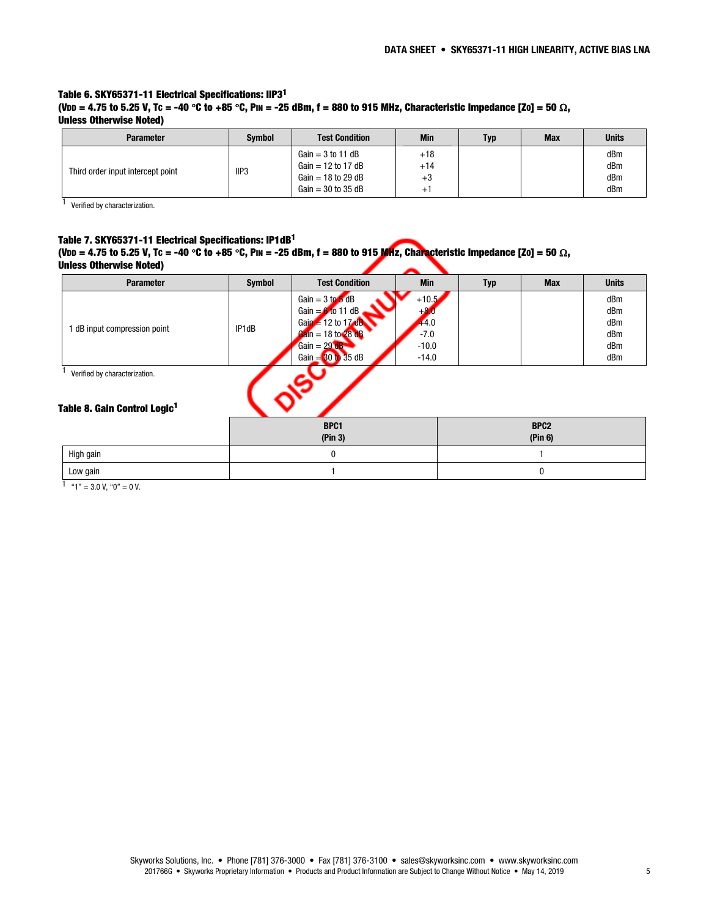**Table 6. SKY65371-11 Electrical Specifications: IIP3[1]**
**($V_{DD}$ = 4.75 to 5.25 V, $T_C$ = -40 °C to +85 °C, $P_{IN}$ = -25 dBm, f = 880 to 915 MHz, Characteristic Impedance [$Z_O$] = 50 Ω, Unless Otherwise Noted)**

| Parameter | Symbol | Test Condition | Min | Typ | Max | Units |
|---|---|---|---|---|---|---|
| Third order input intercept point | IIP3 | Gain = 3 to 11 dB<br>Gain = 12 to 17 dB<br>Gain = 18 to 29 dB<br>Gain = 30 to 35 dB | +18<br>+14<br>+3<br>+1 | | | dBm<br>dBm<br>dBm<br>dBm |

[1] Verified by characterization.

**Table 7. SKY65371-11 Electrical Specifications: IP1dB[1]**
**($V_{DD}$ = 4.75 to 5.25 V, $T_C$ = -40 °C to +85 °C, $P_{IN}$ = -25 dBm, f = 880 to 915 MHz, Characteristic Impedance [$Z_O$] = 50 Ω, Unless Otherwise Noted)**

| Parameter | Symbol | Test Condition | Min | Typ | Max | Units |
|---|---|---|---|---|---|---|
| 1 dB input compression point | IP1dB | Gain = 3 to 5 dB<br>Gain = 6 to 11 dB<br>Gain = 12 to 17 dB<br>Gain = 18 to 28 dB<br>Gain = 29 dB<br>Gain = 30 to 35 dB | +10.5<br>+8.0<br>+4.0<br>-7.0<br>-10.0<br>-14.0 | | | dBm<br>dBm<br>dBm<br>dBm<br>dBm<br>dBm |

[1] Verified by characterization.

**Table 8. Gain Control Logic[1]**

| | BPC1 (Pin 3) | BPC2 (Pin 6) |
|---|---|---|
| High gain | 0 | 1 |
| Low gain | 1 | 0 |

[1] "1" = 3.0 V, "0" = 0 V.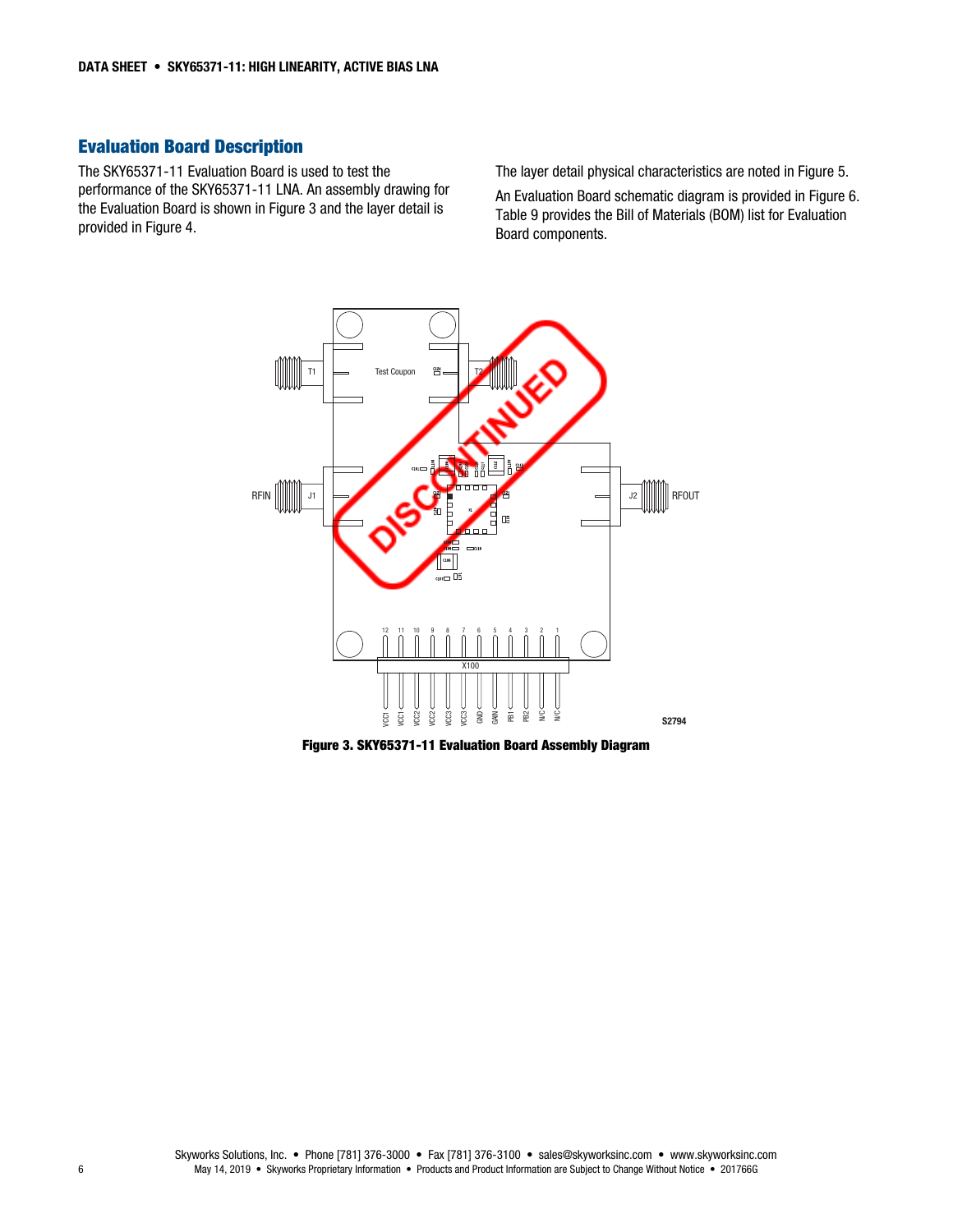## Evaluation Board Description

The SKY65371-11 Evaluation Board is used to test the performance of the SKY65371-11 LNA. An assembly drawing for the Evaluation Board is shown in Figure 3 and the layer detail is provided in Figure 4.

The layer detail physical characteristics are noted in Figure 5.

An Evaluation Board schematic diagram is provided in Figure 6. Table 9 provides the Bill of Materials (BOM) list for Evaluation Board components.

**Figure 3. SKY65371-11 Evaluation Board Assembly Diagram**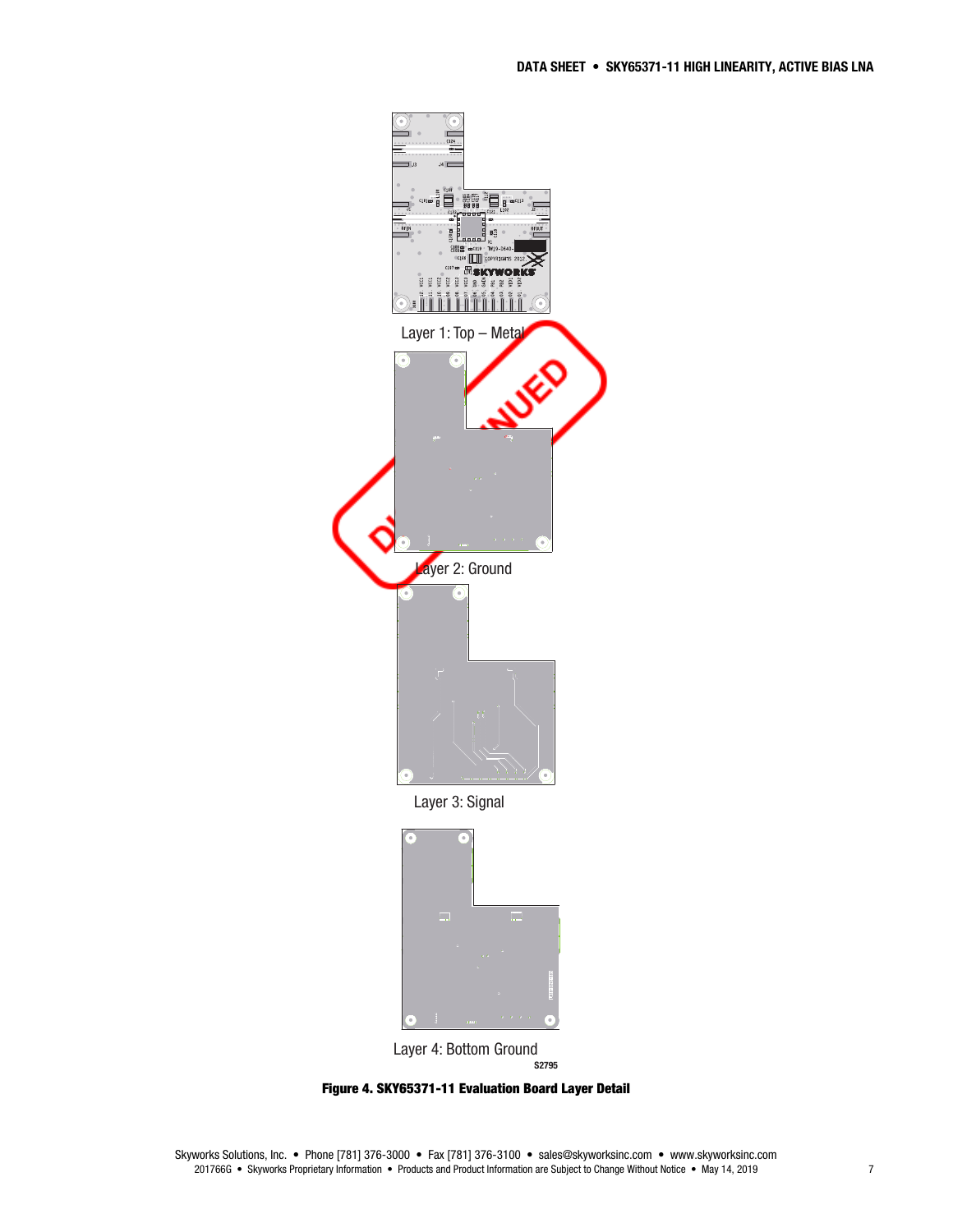Layer 1: Top – Metal

Layer 2: Ground

Layer 3: Signal

Layer 4: Bottom Ground

S2795

**Figure 4. SKY65371-11 Evaluation Board Layer Detail**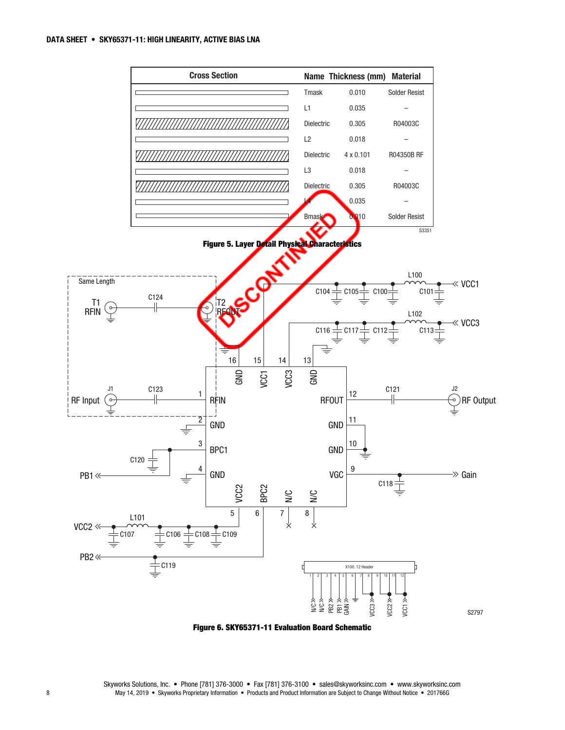| Cross Section | Name | Thickness (mm) | Material |
|---|---|---|---|
| | Tmask | 0.010 | Solder Resist |
| | L1 | 0.035 | – |
| | Dielectric | 0.305 | R04003C |
| | L2 | 0.018 | – |
| | Dielectric | 4 x 0.101 | R04350B RF |
| | L3 | 0.018 | – |
| | Dielectric | 0.305 | R04003C |
| | L4 | 0.035 | – |
| | Bmask | 0.010 | Solder Resist |

S3351

**Figure 5. Layer Detail Physical Characteristics**

**Figure 6. SKY65371-11 Evaluation Board Schematic**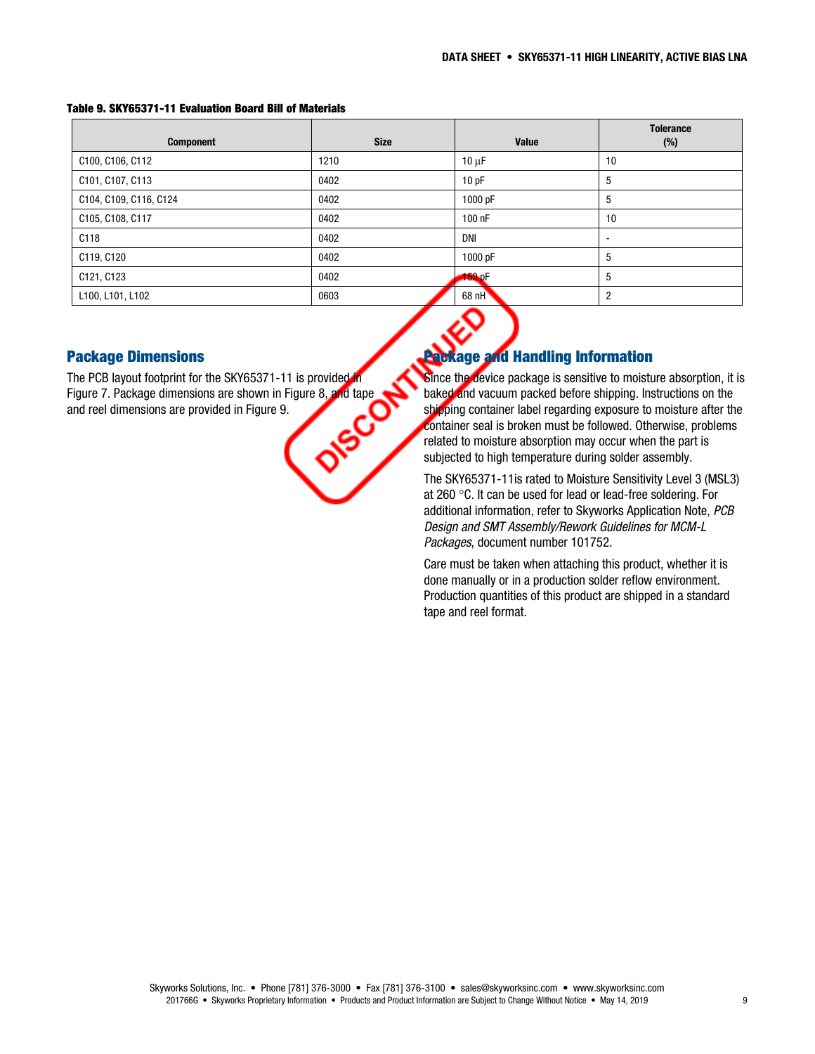**Table 9. SKY65371-11 Evaluation Board Bill of Materials**

| Component | Size | Value | Tolerance (%) |
|---|---|---|---|
| C100, C106, C112 | 1210 | 10 μF | 10 |
| C101, C107, C113 | 0402 | 10 pF | 5 |
| C104, C109, C116, C124 | 0402 | 1000 pF | 5 |
| C105, C108, C117 | 0402 | 100 nF | 10 |
| C118 | 0402 | DNI | - |
| C119, C120 | 0402 | 1000 pF | 5 |
| C121, C123 | 0402 | 150 pF | 5 |
| L100, L101, L102 | 0603 | 68 nH | 2 |

DISCONTINUED

## Package Dimensions

The PCB layout footprint for the SKY65371-11 is provided in Figure 7. Package dimensions are shown in Figure 8, and tape and reel dimensions are provided in Figure 9.

## Package and Handling Information

Since the device package is sensitive to moisture absorption, it is baked and vacuum packed before shipping. Instructions on the shipping container label regarding exposure to moisture after the container seal is broken must be followed. Otherwise, problems related to moisture absorption may occur when the part is subjected to high temperature during solder assembly.

The SKY65371-11is rated to Moisture Sensitivity Level 3 (MSL3) at 260 °C. It can be used for lead or lead-free soldering. For additional information, refer to Skyworks Application Note, *PCB Design and SMT Assembly/Rework Guidelines for MCM-L Packages*, document number 101752.

Care must be taken when attaching this product, whether it is done manually or in a production solder reflow environment. Production quantities of this product are shipped in a standard tape and reel format.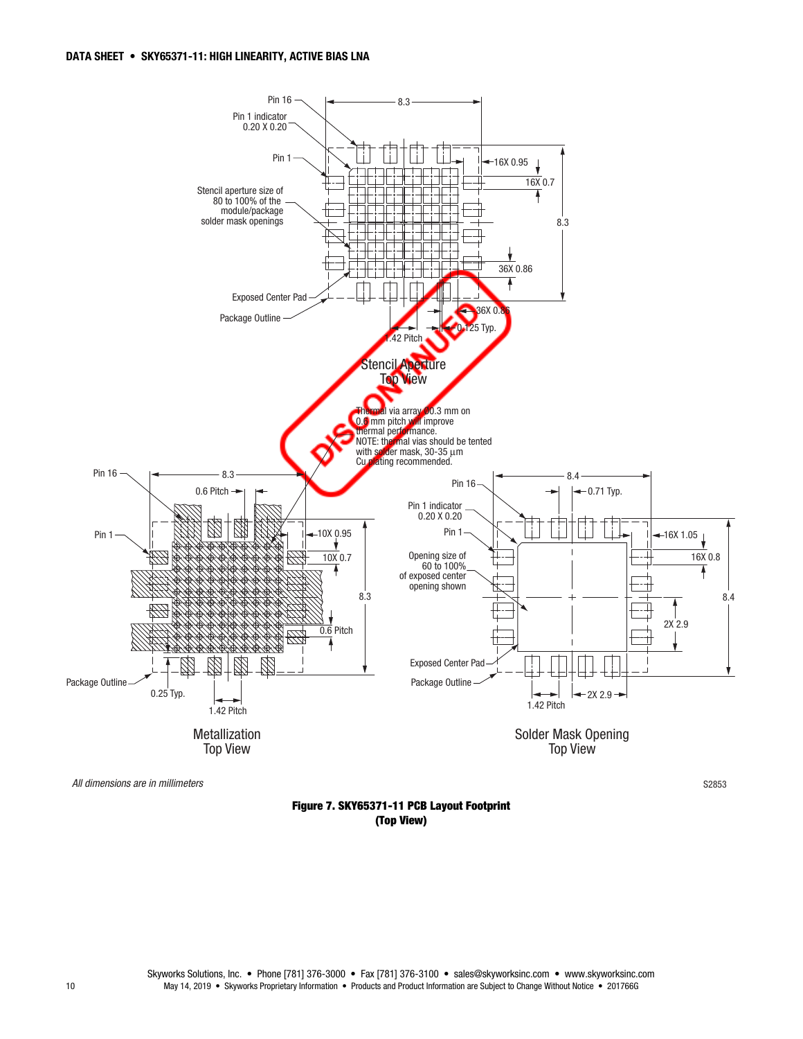Stencil Aperture Top View

Thermal via array Ø0.3 mm on 0.6 mm pitch will improve thermal performance.
NOTE: thermal vias should be tented with solder mask, 30-35 μm Cu plating recommended.

Metallization Top View

Solder Mask Opening Top View

*All dimensions are in millimeters*

S2853

**Figure 7. SKY65371-11 PCB Layout Footprint (Top View)**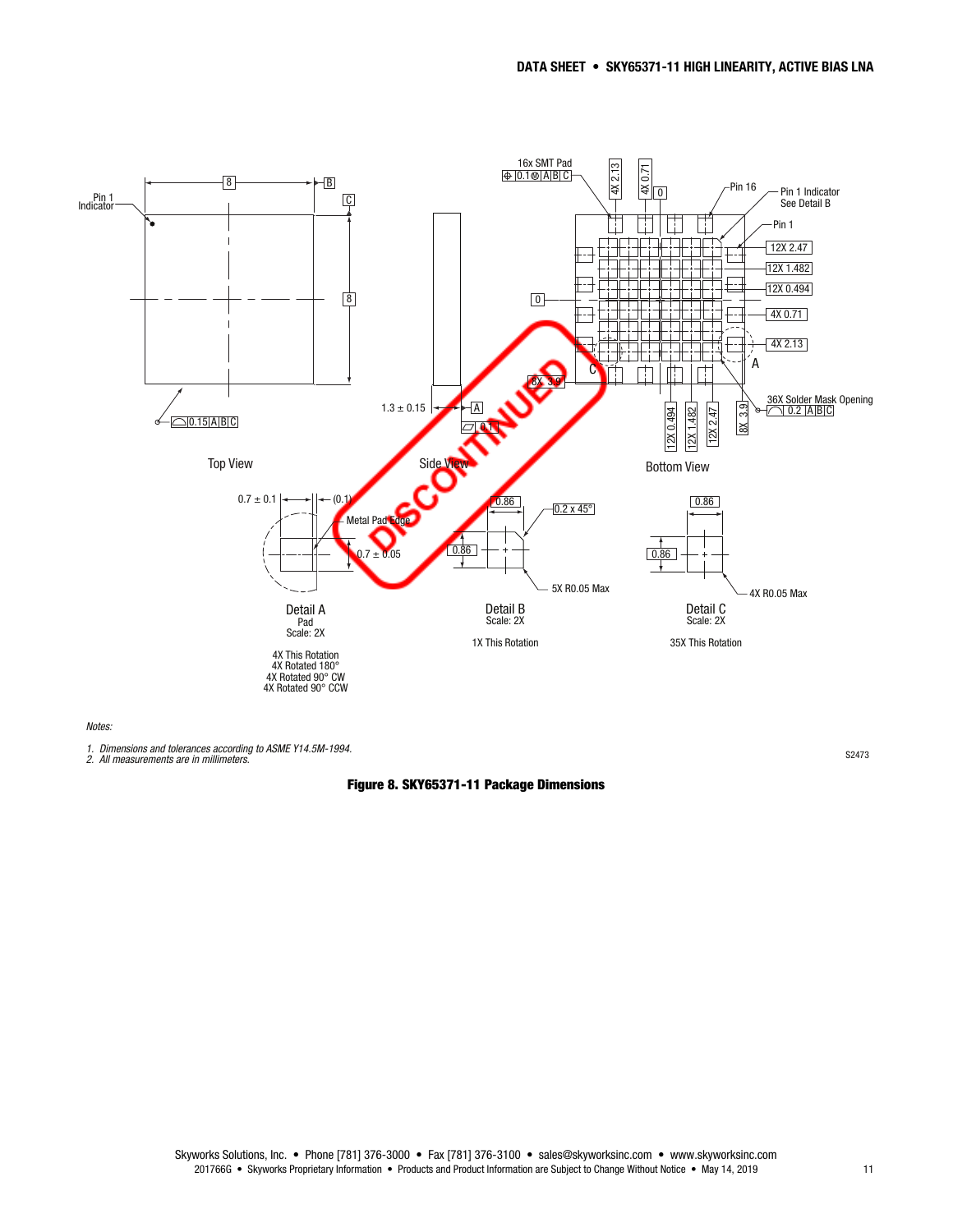Notes:

*1. Dimensions and tolerances according to ASME Y14.5M-1994.*
*2. All measurements are in millimeters.*

S2473

**Figure 8. SKY65371-11 Package Dimensions**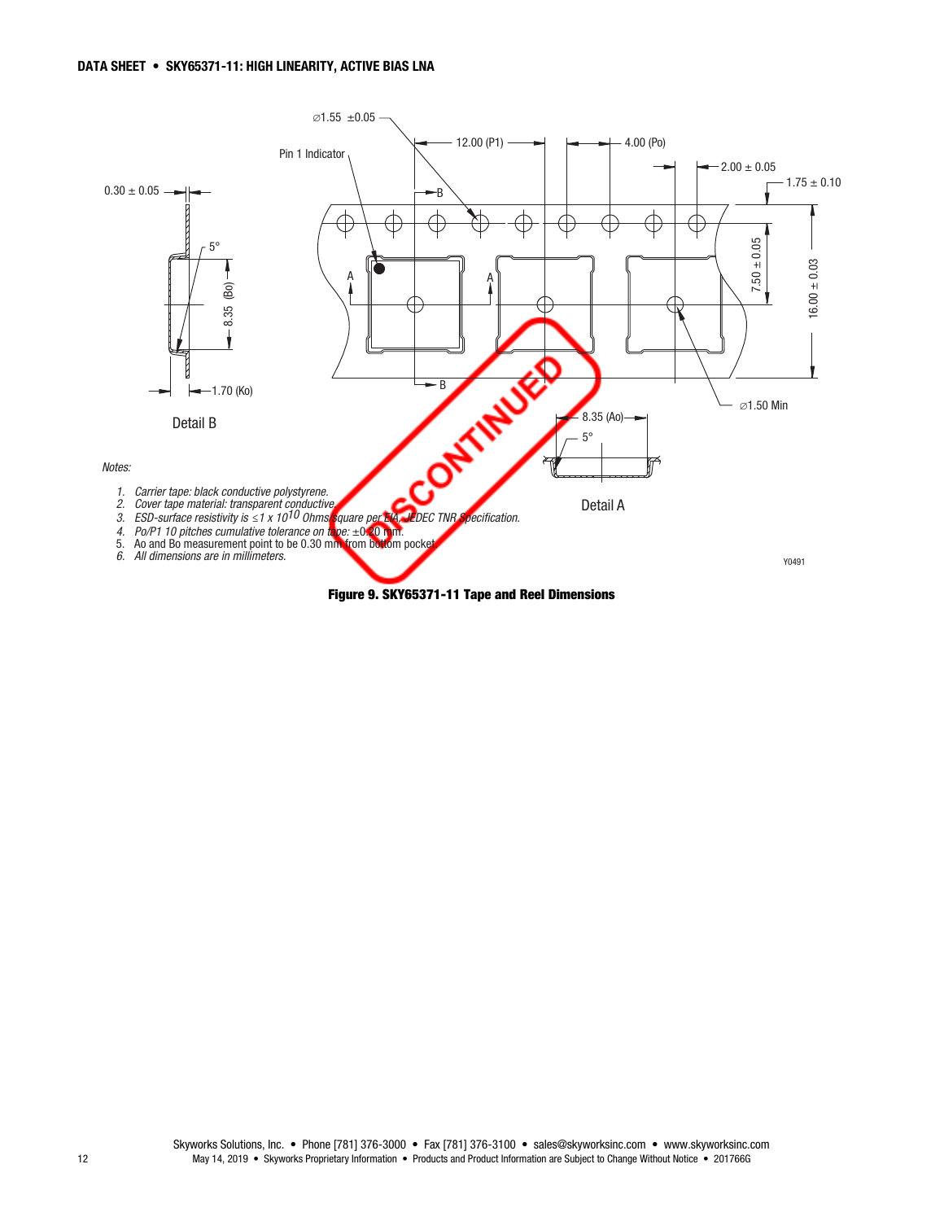Notes:

1. Carrier tape: black conductive polystyrene.
2. Cover tape material: transparent conductive.
3. ESD-surface resistivity is ≤1 x $10^{10}$ Ohms/square per EIA, JEDEC TNR Specification.
4. Po/P1 10 pitches cumulative tolerance on tape: ±0.20 mm.
5. Ao and Bo measurement point to be 0.30 mm from bottom pocket.
6. All dimensions are in millimeters.

**Figure 9. SKY65371-11 Tape and Reel Dimensions**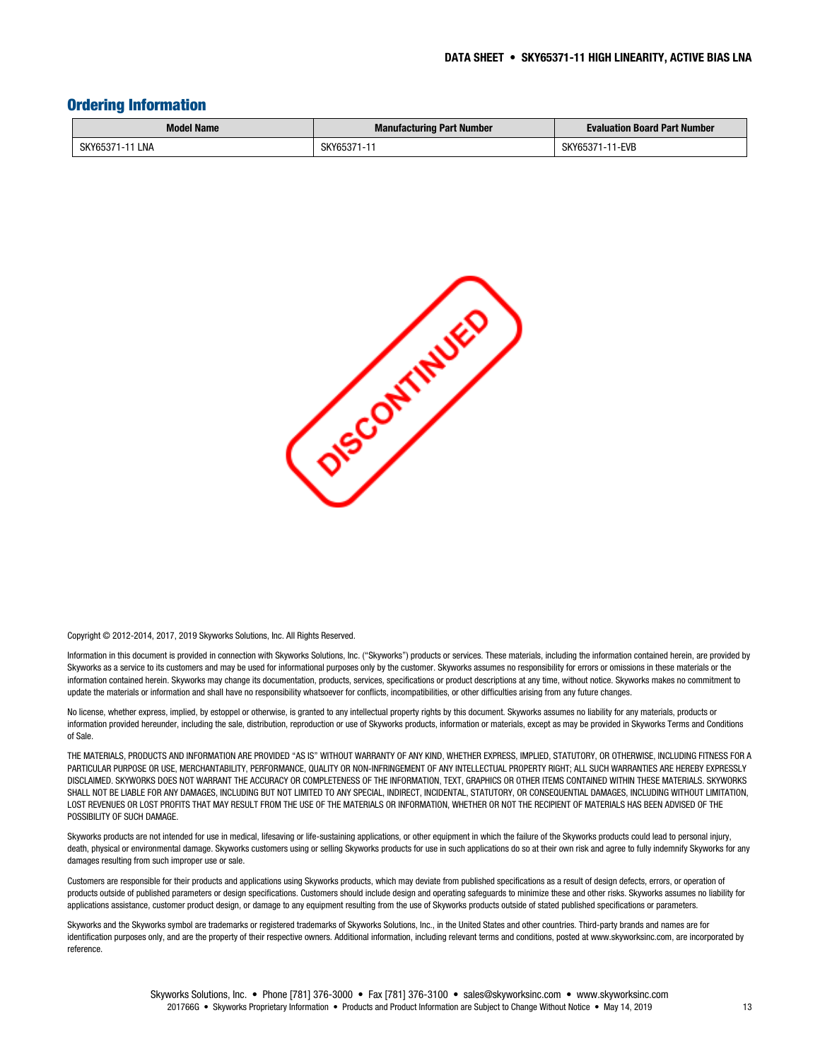## Ordering Information

| Model Name | Manufacturing Part Number | Evaluation Board Part Number |
| --- | --- | --- |
| SKY65371-11 LNA | SKY65371-11 | SKY65371-11-EVB |

DISCONTINUED

Copyright © 2012-2014, 2017, 2019 Skyworks Solutions, Inc. All Rights Reserved.

Information in this document is provided in connection with Skyworks Solutions, Inc. ("Skyworks") products or services. These materials, including the information contained herein, are provided by Skyworks as a service to its customers and may be used for informational purposes only by the customer. Skyworks assumes no responsibility for errors or omissions in these materials or the information contained herein. Skyworks may change its documentation, products, services, specifications or product descriptions at any time, without notice. Skyworks makes no commitment to update the materials or information and shall have no responsibility whatsoever for conflicts, incompatibilities, or other difficulties arising from any future changes.

No license, whether express, implied, by estoppel or otherwise, is granted to any intellectual property rights by this document. Skyworks assumes no liability for any materials, products or information provided hereunder, including the sale, distribution, reproduction or use of Skyworks products, information or materials, except as may be provided in Skyworks Terms and Conditions of Sale.

THE MATERIALS, PRODUCTS AND INFORMATION ARE PROVIDED "AS IS" WITHOUT WARRANTY OF ANY KIND, WHETHER EXPRESS, IMPLIED, STATUTORY, OR OTHERWISE, INCLUDING FITNESS FOR A PARTICULAR PURPOSE OR USE, MERCHANTABILITY, PERFORMANCE, QUALITY OR NON-INFRINGEMENT OF ANY INTELLECTUAL PROPERTY RIGHT; ALL SUCH WARRANTIES ARE HEREBY EXPRESSLY DISCLAIMED. SKYWORKS DOES NOT WARRANT THE ACCURACY OR COMPLETENESS OF THE INFORMATION, TEXT, GRAPHICS OR OTHER ITEMS CONTAINED WITHIN THESE MATERIALS. SKYWORKS SHALL NOT BE LIABLE FOR ANY DAMAGES, INCLUDING BUT NOT LIMITED TO ANY SPECIAL, INDIRECT, INCIDENTAL, STATUTORY, OR CONSEQUENTIAL DAMAGES, INCLUDING WITHOUT LIMITATION, LOST REVENUES OR LOST PROFITS THAT MAY RESULT FROM THE USE OF THE MATERIALS OR INFORMATION, WHETHER OR NOT THE RECIPIENT OF MATERIALS HAS BEEN ADVISED OF THE POSSIBILITY OF SUCH DAMAGE.

Skyworks products are not intended for use in medical, lifesaving or life-sustaining applications, or other equipment in which the failure of the Skyworks products could lead to personal injury, death, physical or environmental damage. Skyworks customers using or selling Skyworks products for use in such applications do so at their own risk and agree to fully indemnify Skyworks for any damages resulting from such improper use or sale.

Customers are responsible for their products and applications using Skyworks products, which may deviate from published specifications as a result of design defects, errors, or operation of products outside of published parameters or design specifications. Customers should include design and operating safeguards to minimize these and other risks. Skyworks assumes no liability for applications assistance, customer product design, or damage to any equipment resulting from the use of Skyworks products outside of stated published specifications or parameters.

Skyworks and the Skyworks symbol are trademarks or registered trademarks of Skyworks Solutions, Inc., in the United States and other countries. Third-party brands and names are for identification purposes only, and are the property of their respective owners. Additional information, including relevant terms and conditions, posted at www.skyworksinc.com, are incorporated by reference.